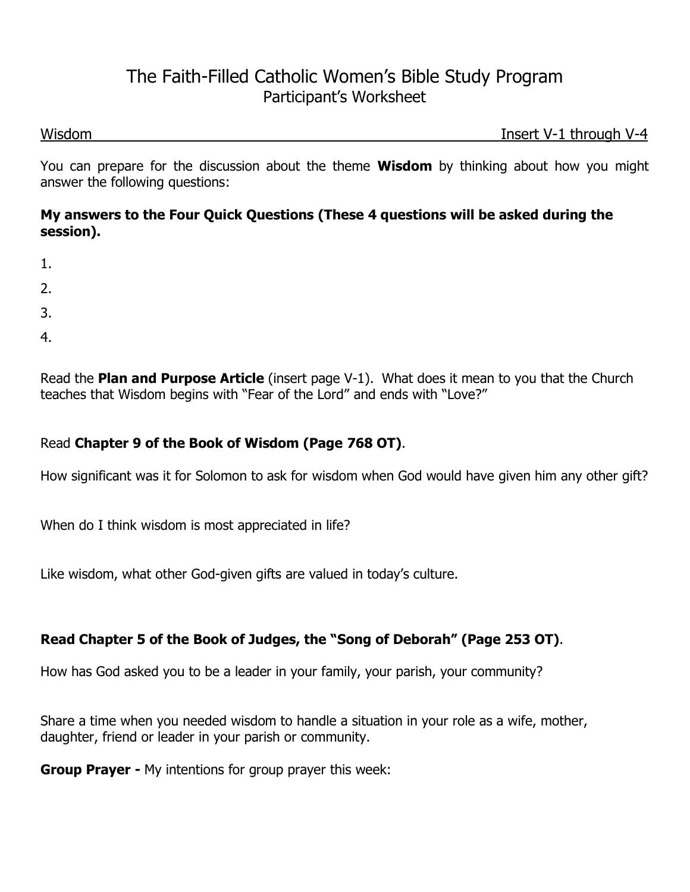# The Faith-Filled Catholic Women's Bible Study Program

## Participant's Worksheet

Wisdom — Insert V-1 through V-4

You can prepare for the discussion about the theme **Wisdom** by thinking about how you might answer the following questions:

**My answers to the Four Quick Questions (These 4 questions will be asked during the session).**

1.

2.

3.

4.

Read the **Plan and Purpose Article** (insert page V-1). What does it mean to you that the Church teaches that Wisdom begins with "Fear of the Lord" and ends with "Love?"

Read **Chapter 9 of the Book of Wisdom (Page 768 OT)**.

How significant was it for Solomon to ask for wisdom when God would have given him any other gift?

When do I think wisdom is most appreciated in life?

Like wisdom, what other God-given gifts are valued in today's culture.

**Read Chapter 5 of the Book of Judges, the "Song of Deborah" (Page 253 OT)**.

How has God asked you to be a leader in your family, your parish, your community?

Share a time when you needed wisdom to handle a situation in your role as a wife, mother, daughter, friend or leader in your parish or community.

**Group Prayer -** My intentions for group prayer this week: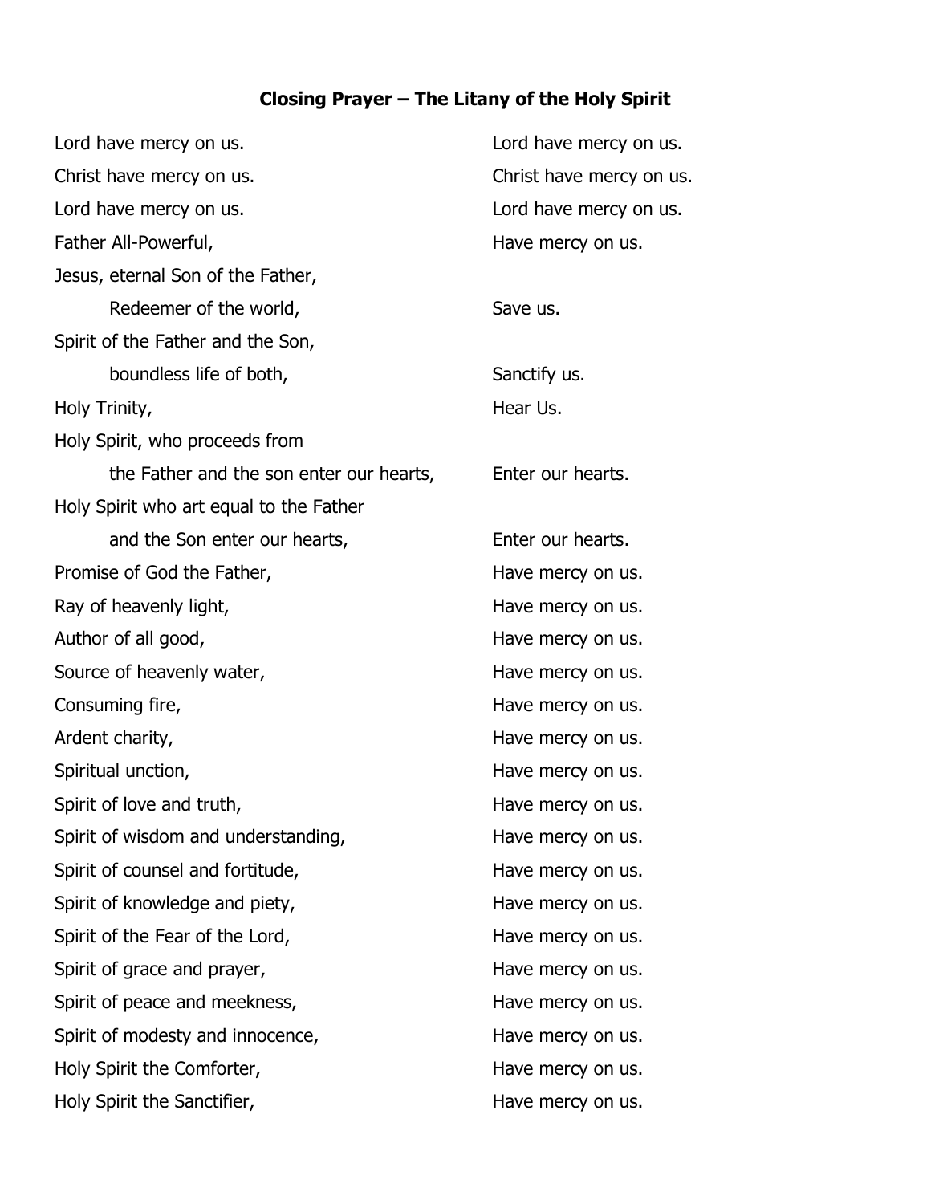**Closing Prayer – The Litany of the Holy Spirit**

Lord have mercy on us. — Lord have mercy on us.

Christ have mercy on us. — Christ have mercy on us.

Lord have mercy on us. — Lord have mercy on us.

Father All-Powerful, — Have mercy on us.

Jesus, eternal Son of the Father,
Redeemer of the world, — Save us.

Spirit of the Father and the Son,
boundless life of both, — Sanctify us.

Holy Trinity, — Hear Us.

Holy Spirit, who proceeds from
the Father and the son enter our hearts, — Enter our hearts.

Holy Spirit who art equal to the Father
and the Son enter our hearts, — Enter our hearts.

Promise of God the Father, — Have mercy on us.

Ray of heavenly light, — Have mercy on us.

Author of all good, — Have mercy on us.

Source of heavenly water, — Have mercy on us.

Consuming fire, — Have mercy on us.

Ardent charity, — Have mercy on us.

Spiritual unction, — Have mercy on us.

Spirit of love and truth, — Have mercy on us.

Spirit of wisdom and understanding, — Have mercy on us.

Spirit of counsel and fortitude, — Have mercy on us.

Spirit of knowledge and piety, — Have mercy on us.

Spirit of the Fear of the Lord, — Have mercy on us.

Spirit of grace and prayer, — Have mercy on us.

Spirit of peace and meekness, — Have mercy on us.

Spirit of modesty and innocence, — Have mercy on us.

Holy Spirit the Comforter, — Have mercy on us.

Holy Spirit the Sanctifier, — Have mercy on us.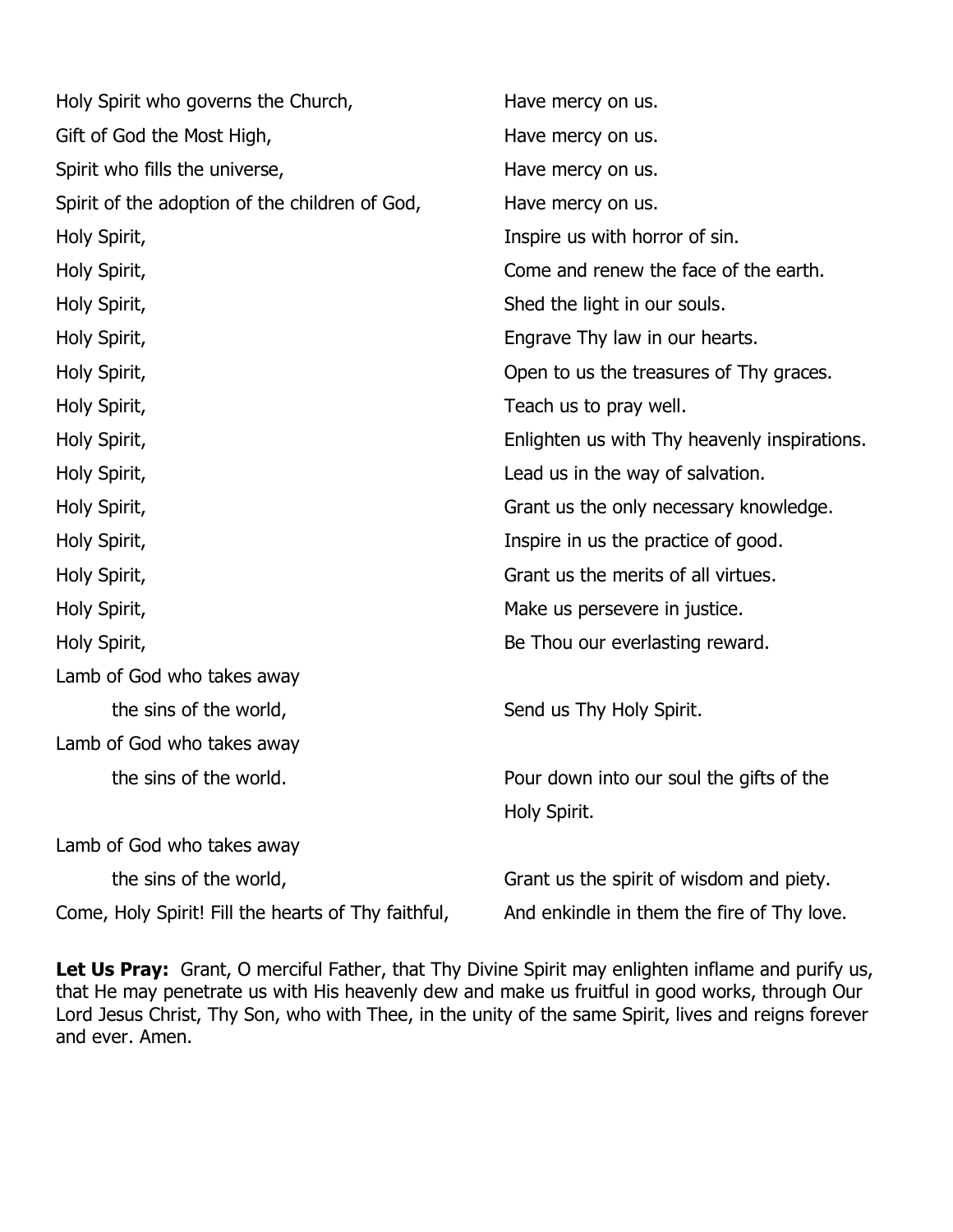Holy Spirit who governs the Church, Have mercy on us.
Gift of God the Most High, Have mercy on us.
Spirit who fills the universe, Have mercy on us.
Spirit of the adoption of the children of God, Have mercy on us.
Holy Spirit, Inspire us with horror of sin.
Holy Spirit, Come and renew the face of the earth.
Holy Spirit, Shed the light in our souls.
Holy Spirit, Engrave Thy law in our hearts.
Holy Spirit, Open to us the treasures of Thy graces.
Holy Spirit, Teach us to pray well.
Holy Spirit, Enlighten us with Thy heavenly inspirations.
Holy Spirit, Lead us in the way of salvation.
Holy Spirit, Grant us the only necessary knowledge.
Holy Spirit, Inspire in us the practice of good.
Holy Spirit, Grant us the merits of all virtues.
Holy Spirit, Make us persevere in justice.
Holy Spirit, Be Thou our everlasting reward.
Lamb of God who takes away the sins of the world, Send us Thy Holy Spirit.
Lamb of God who takes away the sins of the world. Pour down into our soul the gifts of the Holy Spirit.
Lamb of God who takes away the sins of the world, Grant us the spirit of wisdom and piety.
Come, Holy Spirit! Fill the hearts of Thy faithful, And enkindle in them the fire of Thy love.

**Let Us Pray:** Grant, O merciful Father, that Thy Divine Spirit may enlighten inflame and purify us, that He may penetrate us with His heavenly dew and make us fruitful in good works, through Our Lord Jesus Christ, Thy Son, who with Thee, in the unity of the same Spirit, lives and reigns forever and ever. Amen.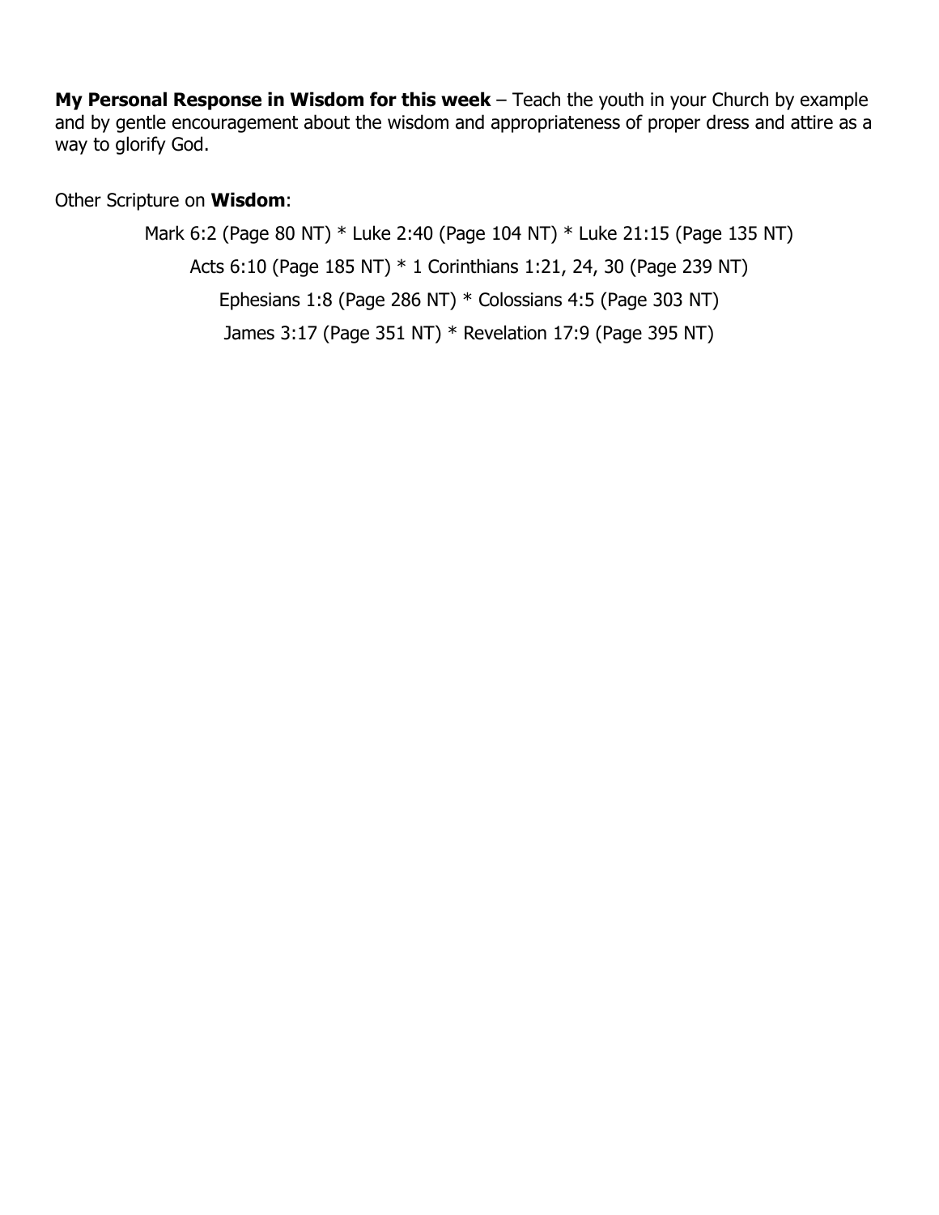**My Personal Response in Wisdom for this week** – Teach the youth in your Church by example and by gentle encouragement about the wisdom and appropriateness of proper dress and attire as a way to glorify God.

Other Scripture on **Wisdom**:

Mark 6:2 (Page 80 NT) * Luke 2:40 (Page 104 NT) * Luke 21:15 (Page 135 NT)

Acts 6:10 (Page 185 NT) * 1 Corinthians 1:21, 24, 30 (Page 239 NT)

Ephesians 1:8 (Page 286 NT) * Colossians 4:5 (Page 303 NT)

James 3:17 (Page 351 NT) * Revelation 17:9 (Page 395 NT)